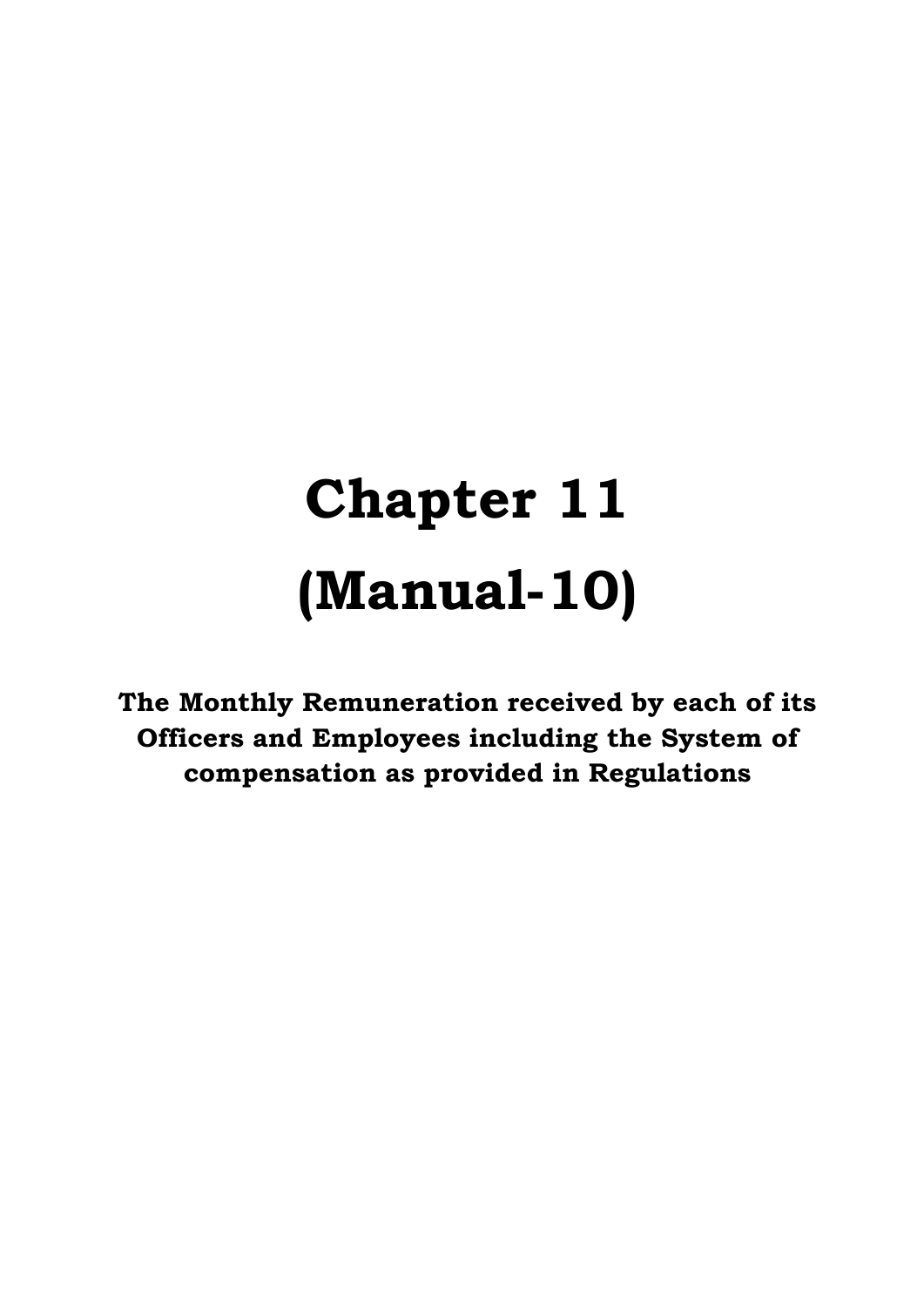# Chapter 11

# (Manual-10)

**The Monthly Remuneration received by each of its Officers and Employees including the System of compensation as provided in Regulations**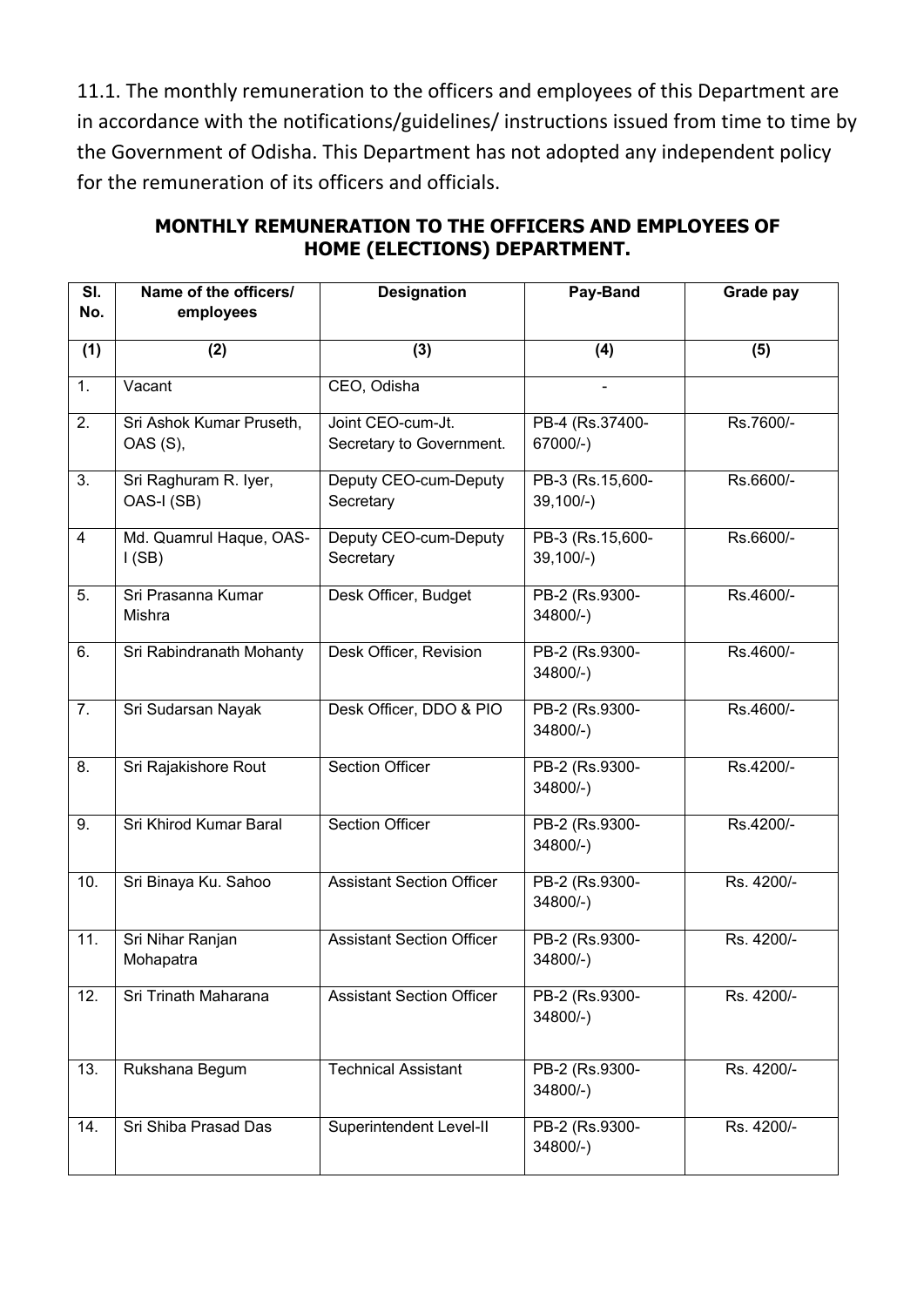11.1. The monthly remuneration to the officers and employees of this Department are in accordance with the notifications/guidelines/ instructions issued from time to time by the Government of Odisha. This Department has not adopted any independent policy for the remuneration of its officers and officials.

**MONTHLY REMUNERATION TO THE OFFICERS AND EMPLOYEES OF HOME (ELECTIONS) DEPARTMENT.**

| Sl. No. | Name of the officers/ employees | Designation | Pay-Band | Grade pay |
|---|---|---|---|---|
| (1) | (2) | (3) | (4) | (5) |
| 1. | Vacant | CEO, Odisha | - | |
| 2. | Sri Ashok Kumar Pruseth, OAS (S), | Joint CEO-cum-Jt. Secretary to Government. | PB-4 (Rs.37400-67000/-) | Rs.7600/- |
| 3. | Sri Raghuram R. Iyer, OAS-I (SB) | Deputy CEO-cum-Deputy Secretary | PB-3 (Rs.15,600-39,100/-) | Rs.6600/- |
| 4 | Md. Quamrul Haque, OAS-I (SB) | Deputy CEO-cum-Deputy Secretary | PB-3 (Rs.15,600-39,100/-) | Rs.6600/- |
| 5. | Sri Prasanna Kumar Mishra | Desk Officer, Budget | PB-2 (Rs.9300-34800/-) | Rs.4600/- |
| 6. | Sri Rabindranath Mohanty | Desk Officer, Revision | PB-2 (Rs.9300-34800/-) | Rs.4600/- |
| 7. | Sri Sudarsan Nayak | Desk Officer, DDO & PIO | PB-2 (Rs.9300-34800/-) | Rs.4600/- |
| 8. | Sri Rajakishore Rout | Section Officer | PB-2 (Rs.9300-34800/-) | Rs.4200/- |
| 9. | Sri Khirod Kumar Baral | Section Officer | PB-2 (Rs.9300-34800/-) | Rs.4200/- |
| 10. | Sri Binaya Ku. Sahoo | Assistant Section Officer | PB-2 (Rs.9300-34800/-) | Rs. 4200/- |
| 11. | Sri Nihar Ranjan Mohapatra | Assistant Section Officer | PB-2 (Rs.9300-34800/-) | Rs. 4200/- |
| 12. | Sri Trinath Maharana | Assistant Section Officer | PB-2 (Rs.9300-34800/-) | Rs. 4200/- |
| 13. | Rukshana Begum | Technical Assistant | PB-2 (Rs.9300-34800/-) | Rs. 4200/- |
| 14. | Sri Shiba Prasad Das | Superintendent Level-II | PB-2 (Rs.9300-34800/-) | Rs. 4200/- |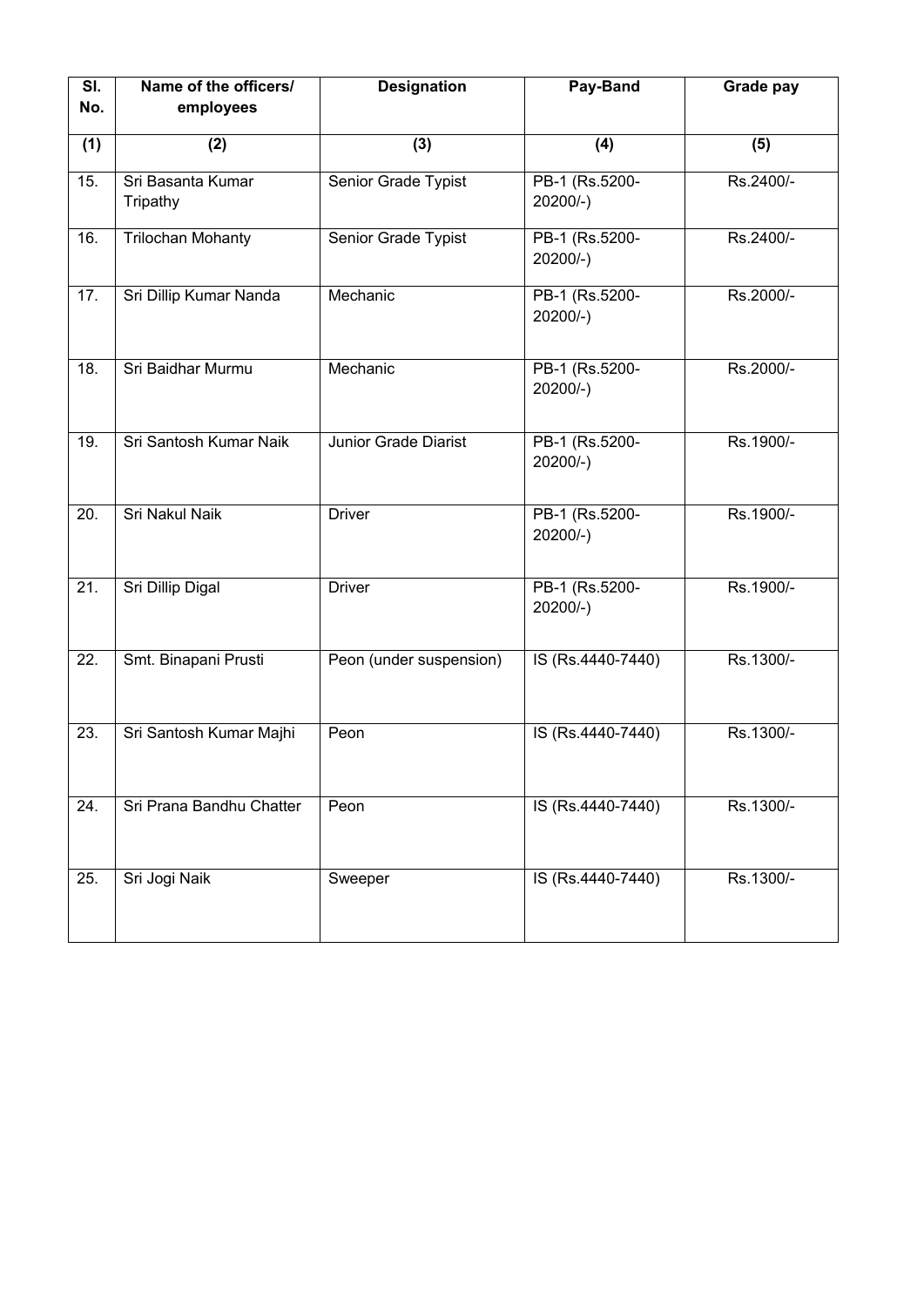| Sl. No. | Name of the officers/ employees | Designation | Pay-Band | Grade pay |
|---|---|---|---|---|
| (1) | (2) | (3) | (4) | (5) |
| 15. | Sri Basanta Kumar Tripathy | Senior Grade Typist | PB-1 (Rs.5200-20200/-) | Rs.2400/- |
| 16. | Trilochan Mohanty | Senior Grade Typist | PB-1 (Rs.5200-20200/-) | Rs.2400/- |
| 17. | Sri Dillip Kumar Nanda | Mechanic | PB-1 (Rs.5200-20200/-) | Rs.2000/- |
| 18. | Sri Baidhar Murmu | Mechanic | PB-1 (Rs.5200-20200/-) | Rs.2000/- |
| 19. | Sri Santosh Kumar Naik | Junior Grade Diarist | PB-1 (Rs.5200-20200/-) | Rs.1900/- |
| 20. | Sri Nakul Naik | Driver | PB-1 (Rs.5200-20200/-) | Rs.1900/- |
| 21. | Sri Dillip Digal | Driver | PB-1 (Rs.5200-20200/-) | Rs.1900/- |
| 22. | Smt. Binapani Prusti | Peon (under suspension) | IS (Rs.4440-7440) | Rs.1300/- |
| 23. | Sri Santosh Kumar Majhi | Peon | IS (Rs.4440-7440) | Rs.1300/- |
| 24. | Sri Prana Bandhu Chatter | Peon | IS (Rs.4440-7440) | Rs.1300/- |
| 25. | Sri Jogi Naik | Sweeper | IS (Rs.4440-7440) | Rs.1300/- |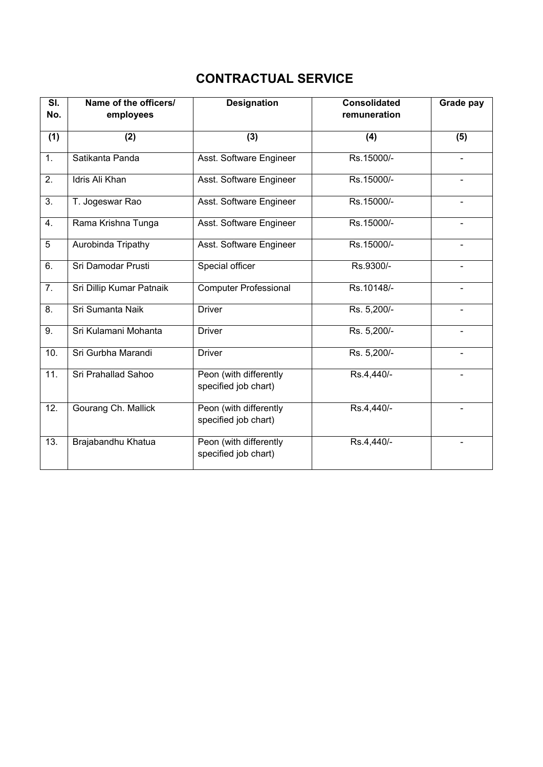# CONTRACTUAL SERVICE

| Sl. No. | Name of the officers/ employees | Designation | Consolidated remuneration | Grade pay |
|---|---|---|---|---|
| (1) | (2) | (3) | (4) | (5) |
| 1. | Satikanta Panda | Asst. Software Engineer | Rs.15000/- | - |
| 2. | Idris Ali Khan | Asst. Software Engineer | Rs.15000/- | - |
| 3. | T. Jogeswar Rao | Asst. Software Engineer | Rs.15000/- | - |
| 4. | Rama Krishna Tunga | Asst. Software Engineer | Rs.15000/- | - |
| 5 | Aurobinda Tripathy | Asst. Software Engineer | Rs.15000/- | - |
| 6. | Sri Damodar Prusti | Special officer | Rs.9300/- | - |
| 7. | Sri Dillip Kumar Patnaik | Computer Professional | Rs.10148/- | - |
| 8. | Sri Sumanta Naik | Driver | Rs. 5,200/- | - |
| 9. | Sri Kulamani Mohanta | Driver | Rs. 5,200/- | - |
| 10. | Sri Gurbha Marandi | Driver | Rs. 5,200/- | - |
| 11. | Sri Prahallad Sahoo | Peon (with differently specified job chart) | Rs.4,440/- | - |
| 12. | Gourang Ch. Mallick | Peon (with differently specified job chart) | Rs.4,440/- | - |
| 13. | Brajabandhu Khatua | Peon (with differently specified job chart) | Rs.4,440/- | - |